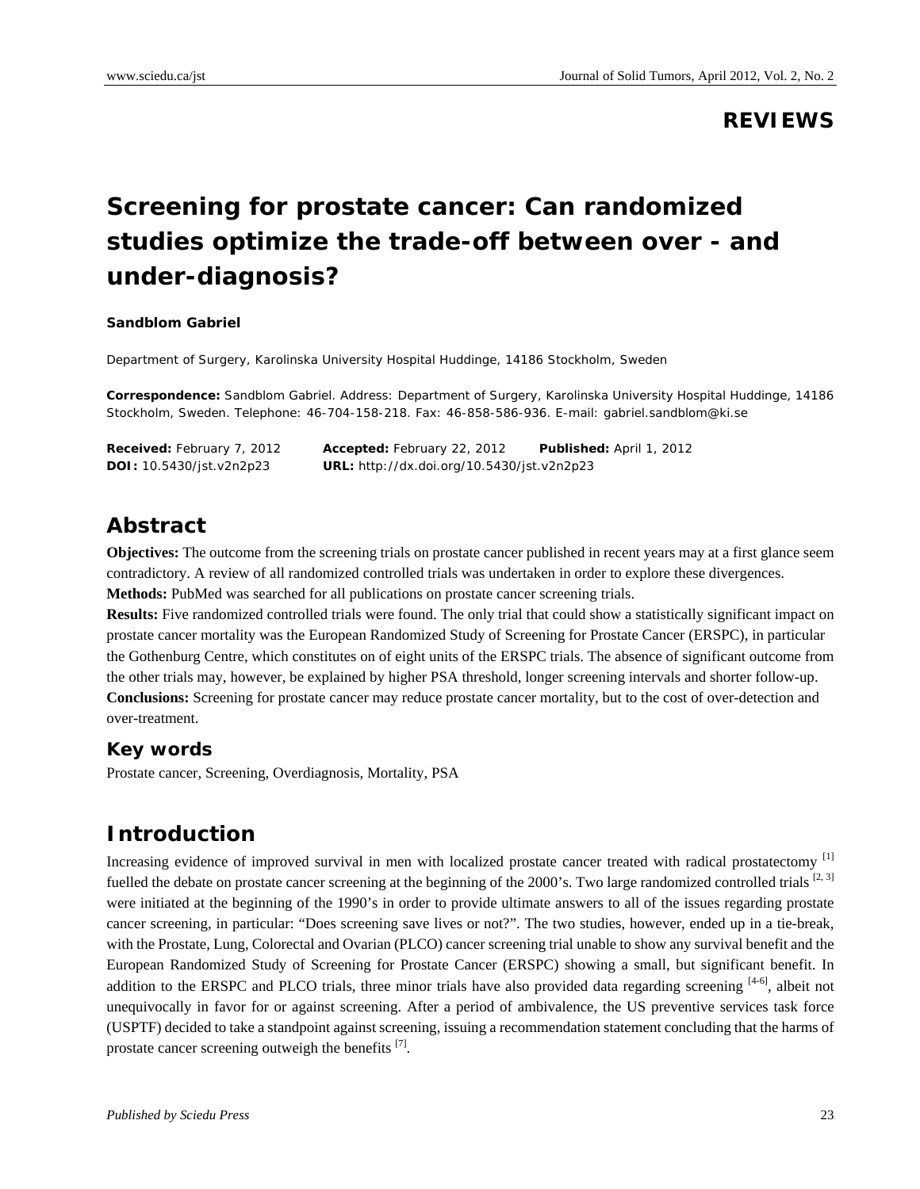**REVIEWS**

# Screening for prostate cancer: Can randomized studies optimize the trade-off between over - and under-diagnosis?

**Sandblom Gabriel**

Department of Surgery, Karolinska University Hospital Huddinge, 14186 Stockholm, Sweden

**Correspondence:** Sandblom Gabriel. Address: Department of Surgery, Karolinska University Hospital Huddinge, 14186 Stockholm, Sweden. Telephone: 46-704-158-218. Fax: 46-858-586-936. E-mail: gabriel.sandblom@ki.se

**Received:** February 7, 2012 **Accepted:** February 22, 2012 **Published:** April 1, 2012
**DOI:** 10.5430/jst.v2n2p23 **URL:** http://dx.doi.org/10.5430/jst.v2n2p23

## Abstract

**Objectives:** The outcome from the screening trials on prostate cancer published in recent years may at a first glance seem contradictory. A review of all randomized controlled trials was undertaken in order to explore these divergences.
**Methods:** PubMed was searched for all publications on prostate cancer screening trials.
**Results:** Five randomized controlled trials were found. The only trial that could show a statistically significant impact on prostate cancer mortality was the European Randomized Study of Screening for Prostate Cancer (ERSPC), in particular the Gothenburg Centre, which constitutes on of eight units of the ERSPC trials. The absence of significant outcome from the other trials may, however, be explained by higher PSA threshold, longer screening intervals and shorter follow-up.
**Conclusions:** Screening for prostate cancer may reduce prostate cancer mortality, but to the cost of over-detection and over-treatment.

### Key words

Prostate cancer, Screening, Overdiagnosis, Mortality, PSA

## Introduction

Increasing evidence of improved survival in men with localized prostate cancer treated with radical prostatectomy [1] fuelled the debate on prostate cancer screening at the beginning of the 2000's. Two large randomized controlled trials [2, 3] were initiated at the beginning of the 1990's in order to provide ultimate answers to all of the issues regarding prostate cancer screening, in particular: "Does screening save lives or not?". The two studies, however, ended up in a tie-break, with the Prostate, Lung, Colorectal and Ovarian (PLCO) cancer screening trial unable to show any survival benefit and the European Randomized Study of Screening for Prostate Cancer (ERSPC) showing a small, but significant benefit. In addition to the ERSPC and PLCO trials, three minor trials have also provided data regarding screening [4-6], albeit not unequivocally in favor for or against screening. After a period of ambivalence, the US preventive services task force (USPTF) decided to take a standpoint against screening, issuing a recommendation statement concluding that the harms of prostate cancer screening outweigh the benefits [7].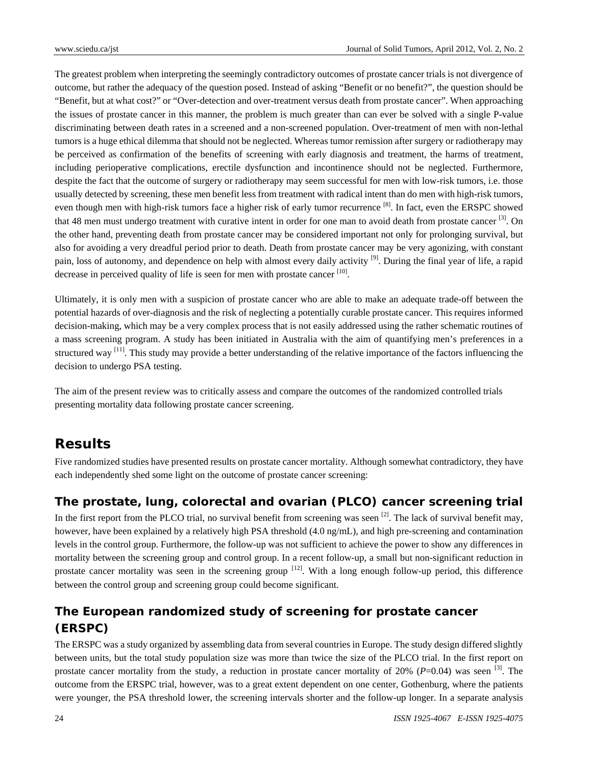The greatest problem when interpreting the seemingly contradictory outcomes of prostate cancer trials is not divergence of outcome, but rather the adequacy of the question posed. Instead of asking "Benefit or no benefit?", the question should be "Benefit, but at what cost?" or "Over-detection and over-treatment versus death from prostate cancer". When approaching the issues of prostate cancer in this manner, the problem is much greater than can ever be solved with a single P-value discriminating between death rates in a screened and a non-screened population. Over-treatment of men with non-lethal tumors is a huge ethical dilemma that should not be neglected. Whereas tumor remission after surgery or radiotherapy may be perceived as confirmation of the benefits of screening with early diagnosis and treatment, the harms of treatment, including perioperative complications, erectile dysfunction and incontinence should not be neglected. Furthermore, despite the fact that the outcome of surgery or radiotherapy may seem successful for men with low-risk tumors, i.e. those usually detected by screening, these men benefit less from treatment with radical intent than do men with high-risk tumors, even though men with high-risk tumors face a higher risk of early tumor recurrence [8]. In fact, even the ERSPC showed that 48 men must undergo treatment with curative intent in order for one man to avoid death from prostate cancer [3]. On the other hand, preventing death from prostate cancer may be considered important not only for prolonging survival, but also for avoiding a very dreadful period prior to death. Death from prostate cancer may be very agonizing, with constant pain, loss of autonomy, and dependence on help with almost every daily activity [9]. During the final year of life, a rapid decrease in perceived quality of life is seen for men with prostate cancer [10].

Ultimately, it is only men with a suspicion of prostate cancer who are able to make an adequate trade-off between the potential hazards of over-diagnosis and the risk of neglecting a potentially curable prostate cancer. This requires informed decision-making, which may be a very complex process that is not easily addressed using the rather schematic routines of a mass screening program. A study has been initiated in Australia with the aim of quantifying men's preferences in a structured way [11]. This study may provide a better understanding of the relative importance of the factors influencing the decision to undergo PSA testing.

The aim of the present review was to critically assess and compare the outcomes of the randomized controlled trials presenting mortality data following prostate cancer screening.

# Results

Five randomized studies have presented results on prostate cancer mortality. Although somewhat contradictory, they have each independently shed some light on the outcome of prostate cancer screening:

## The prostate, lung, colorectal and ovarian (PLCO) cancer screening trial

In the first report from the PLCO trial, no survival benefit from screening was seen [2]. The lack of survival benefit may, however, have been explained by a relatively high PSA threshold (4.0 ng/mL), and high pre-screening and contamination levels in the control group. Furthermore, the follow-up was not sufficient to achieve the power to show any differences in mortality between the screening group and control group. In a recent follow-up, a small but non-significant reduction in prostate cancer mortality was seen in the screening group [12]. With a long enough follow-up period, this difference between the control group and screening group could become significant.

## The European randomized study of screening for prostate cancer (ERSPC)

The ERSPC was a study organized by assembling data from several countries in Europe. The study design differed slightly between units, but the total study population size was more than twice the size of the PLCO trial. In the first report on prostate cancer mortality from the study, a reduction in prostate cancer mortality of 20% ($P$=0.04) was seen [3]. The outcome from the ERSPC trial, however, was to a great extent dependent on one center, Gothenburg, where the patients were younger, the PSA threshold lower, the screening intervals shorter and the follow-up longer. In a separate analysis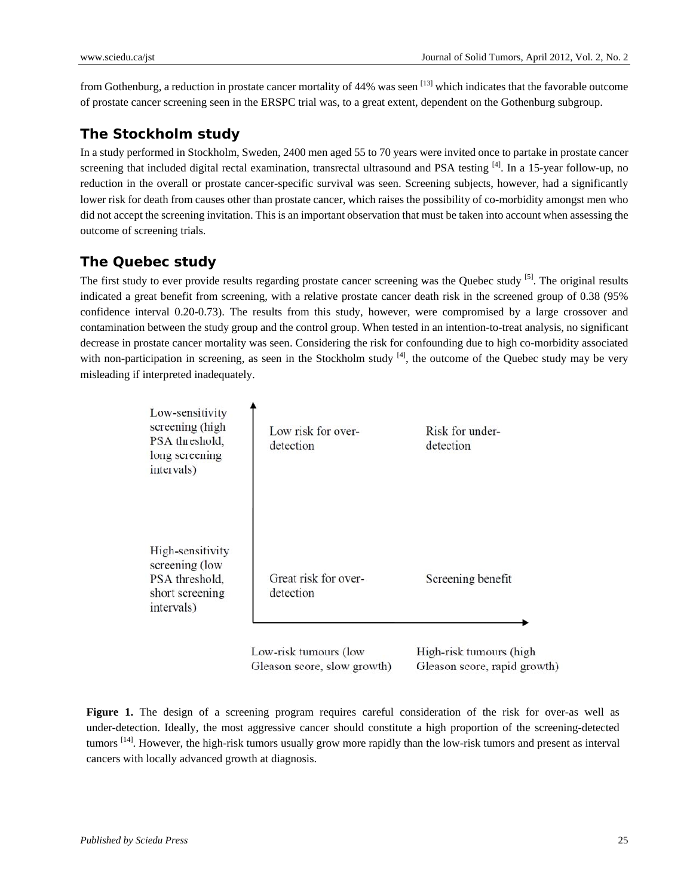from Gothenburg, a reduction in prostate cancer mortality of 44% was seen [13] which indicates that the favorable outcome of prostate cancer screening seen in the ERSPC trial was, to a great extent, dependent on the Gothenburg subgroup.

## The Stockholm study

In a study performed in Stockholm, Sweden, 2400 men aged 55 to 70 years were invited once to partake in prostate cancer screening that included digital rectal examination, transrectal ultrasound and PSA testing [4]. In a 15-year follow-up, no reduction in the overall or prostate cancer-specific survival was seen. Screening subjects, however, had a significantly lower risk for death from causes other than prostate cancer, which raises the possibility of co-morbidity amongst men who did not accept the screening invitation. This is an important observation that must be taken into account when assessing the outcome of screening trials.

## The Quebec study

The first study to ever provide results regarding prostate cancer screening was the Quebec study [5]. The original results indicated a great benefit from screening, with a relative prostate cancer death risk in the screened group of 0.38 (95% confidence interval 0.20-0.73). The results from this study, however, were compromised by a large crossover and contamination between the study group and the control group. When tested in an intention-to-treat analysis, no significant decrease in prostate cancer mortality was seen. Considering the risk for confounding due to high co-morbidity associated with non-participation in screening, as seen in the Stockholm study [4], the outcome of the Quebec study may be very misleading if interpreted inadequately.

| | Low-risk tumours (low Gleason score, slow growth) | High-risk tumours (high Gleason score, rapid growth) |
|---|---|---|
| Low-sensitivity screening (high PSA threshold, long screening intervals) | Low risk for over-detection | Risk for under-detection |
| High-sensitivity screening (low PSA threshold, short screening intervals) | Great risk for over-detection | Screening benefit |

**Figure 1.** The design of a screening program requires careful consideration of the risk for over-as well as under-detection. Ideally, the most aggressive cancer should constitute a high proportion of the screening-detected tumors [14]. However, the high-risk tumors usually grow more rapidly than the low-risk tumors and present as interval cancers with locally advanced growth at diagnosis.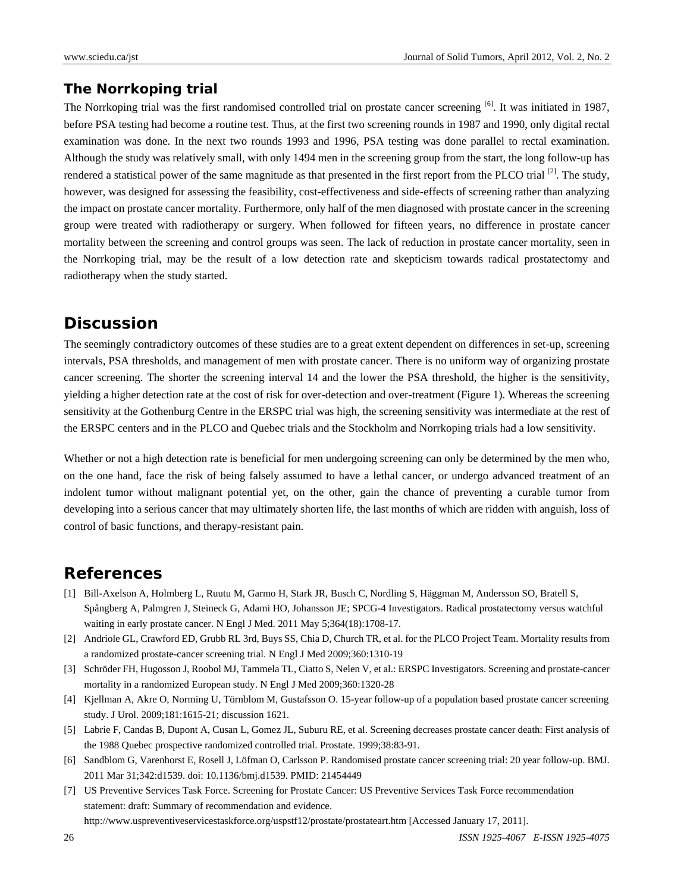### The Norrkoping trial

The Norrkoping trial was the first randomised controlled trial on prostate cancer screening [6]. It was initiated in 1987, before PSA testing had become a routine test. Thus, at the first two screening rounds in 1987 and 1990, only digital rectal examination was done. In the next two rounds 1993 and 1996, PSA testing was done parallel to rectal examination. Although the study was relatively small, with only 1494 men in the screening group from the start, the long follow-up has rendered a statistical power of the same magnitude as that presented in the first report from the PLCO trial [2]. The study, however, was designed for assessing the feasibility, cost-effectiveness and side-effects of screening rather than analyzing the impact on prostate cancer mortality. Furthermore, only half of the men diagnosed with prostate cancer in the screening group were treated with radiotherapy or surgery. When followed for fifteen years, no difference in prostate cancer mortality between the screening and control groups was seen. The lack of reduction in prostate cancer mortality, seen in the Norrkoping trial, may be the result of a low detection rate and skepticism towards radical prostatectomy and radiotherapy when the study started.

## Discussion

The seemingly contradictory outcomes of these studies are to a great extent dependent on differences in set-up, screening intervals, PSA thresholds, and management of men with prostate cancer. There is no uniform way of organizing prostate cancer screening. The shorter the screening interval 14 and the lower the PSA threshold, the higher is the sensitivity, yielding a higher detection rate at the cost of risk for over-detection and over-treatment (Figure 1). Whereas the screening sensitivity at the Gothenburg Centre in the ERSPC trial was high, the screening sensitivity was intermediate at the rest of the ERSPC centers and in the PLCO and Quebec trials and the Stockholm and Norrkoping trials had a low sensitivity.

Whether or not a high detection rate is beneficial for men undergoing screening can only be determined by the men who, on the one hand, face the risk of being falsely assumed to have a lethal cancer, or undergo advanced treatment of an indolent tumor without malignant potential yet, on the other, gain the chance of preventing a curable tumor from developing into a serious cancer that may ultimately shorten life, the last months of which are ridden with anguish, loss of control of basic functions, and therapy-resistant pain.

## References

[1] Bill-Axelson A, Holmberg L, Ruutu M, Garmo H, Stark JR, Busch C, Nordling S, Häggman M, Andersson SO, Bratell S, Spångberg A, Palmgren J, Steineck G, Adami HO, Johansson JE; SPCG-4 Investigators. Radical prostatectomy versus watchful waiting in early prostate cancer. N Engl J Med. 2011 May 5;364(18):1708-17.

[2] Andriole GL, Crawford ED, Grubb RL 3rd, Buys SS, Chia D, Church TR, et al. for the PLCO Project Team. Mortality results from a randomized prostate-cancer screening trial. N Engl J Med 2009;360:1310-19

[3] Schröder FH, Hugosson J, Roobol MJ, Tammela TL, Ciatto S, Nelen V, et al.: ERSPC Investigators. Screening and prostate-cancer mortality in a randomized European study. N Engl J Med 2009;360:1320-28

[4] Kjellman A, Akre O, Norming U, Törnblom M, Gustafsson O. 15-year follow-up of a population based prostate cancer screening study. J Urol. 2009;181:1615-21; discussion 1621.

[5] Labrie F, Candas B, Dupont A, Cusan L, Gomez JL, Suburu RE, et al. Screening decreases prostate cancer death: First analysis of the 1988 Quebec prospective randomized controlled trial. Prostate. 1999;38:83-91.

[6] Sandblom G, Varenhorst E, Rosell J, Löfman O, Carlsson P. Randomised prostate cancer screening trial: 20 year follow-up. BMJ. 2011 Mar 31;342:d1539. doi: 10.1136/bmj.d1539. PMID: 21454449

[7] US Preventive Services Task Force. Screening for Prostate Cancer: US Preventive Services Task Force recommendation statement: draft: Summary of recommendation and evidence. http://www.uspreventiveservicestaskforce.org/uspstf12/prostate/prostateart.htm [Accessed January 17, 2011].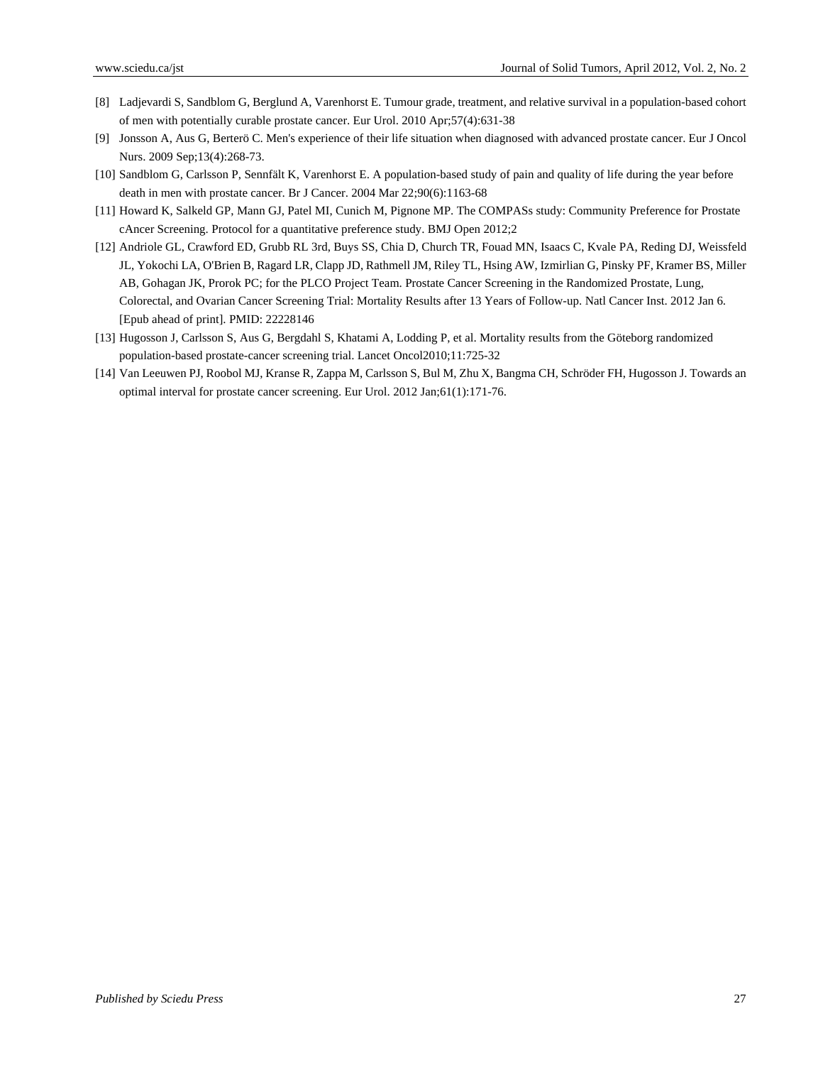[8] Ladjevardi S, Sandblom G, Berglund A, Varenhorst E. Tumour grade, treatment, and relative survival in a population-based cohort of men with potentially curable prostate cancer. Eur Urol. 2010 Apr;57(4):631-38

[9] Jonsson A, Aus G, Berterö C. Men's experience of their life situation when diagnosed with advanced prostate cancer. Eur J Oncol Nurs. 2009 Sep;13(4):268-73.

[10] Sandblom G, Carlsson P, Sennfält K, Varenhorst E. A population-based study of pain and quality of life during the year before death in men with prostate cancer. Br J Cancer. 2004 Mar 22;90(6):1163-68

[11] Howard K, Salkeld GP, Mann GJ, Patel MI, Cunich M, Pignone MP. The COMPASs study: Community Preference for Prostate cAncer Screening. Protocol for a quantitative preference study. BMJ Open 2012;2

[12] Andriole GL, Crawford ED, Grubb RL 3rd, Buys SS, Chia D, Church TR, Fouad MN, Isaacs C, Kvale PA, Reding DJ, Weissfeld JL, Yokochi LA, O'Brien B, Ragard LR, Clapp JD, Rathmell JM, Riley TL, Hsing AW, Izmirlian G, Pinsky PF, Kramer BS, Miller AB, Gohagan JK, Prorok PC; for the PLCO Project Team. Prostate Cancer Screening in the Randomized Prostate, Lung, Colorectal, and Ovarian Cancer Screening Trial: Mortality Results after 13 Years of Follow-up. Natl Cancer Inst. 2012 Jan 6. [Epub ahead of print]. PMID: 22228146

[13] Hugosson J, Carlsson S, Aus G, Bergdahl S, Khatami A, Lodding P, et al. Mortality results from the Göteborg randomized population-based prostate-cancer screening trial. Lancet Oncol2010;11:725-32

[14] Van Leeuwen PJ, Roobol MJ, Kranse R, Zappa M, Carlsson S, Bul M, Zhu X, Bangma CH, Schröder FH, Hugosson J. Towards an optimal interval for prostate cancer screening. Eur Urol. 2012 Jan;61(1):171-76.